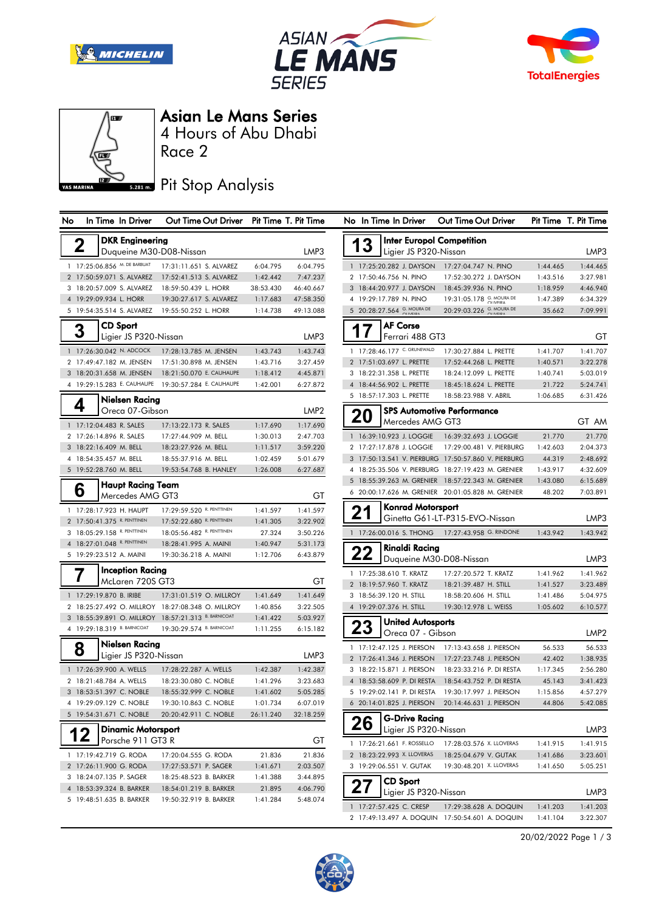# Asian Le Mans Series

## 4 Hours of Abu Dhabi

## Race 2

## Pit Stop Analysis

| No | In Time | In Driver | Out Time | Out Driver | Pit Time | T. Pit Time |
|---|---|---|---|---|---|---|
| **2** | **DKR Engineering** — Duqueine M30-D08-Nissan | | | | | LMP3 |
| 1 | 17:25:06.856 | M. DE BARBUAT | 17:31:11.651 | S. ALVAREZ | 6:04.795 | 6:04.795 |
| 2 | 17:50:59.071 | S. ALVAREZ | 17:52:41.513 | S. ALVAREZ | 1:42.442 | 7:47.237 |
| 3 | 18:20:57.009 | S. ALVAREZ | 18:59:50.439 | L. HORR | 38:53.430 | 46:40.667 |
| 4 | 19:29:09.934 | L. HORR | 19:30:27.617 | S. ALVAREZ | 1:17.683 | 47:58.350 |
| 5 | 19:54:35.514 | S. ALVAREZ | 19:55:50.252 | L. HORR | 1:14.738 | 49:13.088 |
| **3** | **CD Sport** — Ligier JS P320-Nissan | | | | | LMP3 |
| 1 | 17:26:30.042 | N. ADCOCK | 17:28:13.785 | M. JENSEN | 1:43.743 | 1:43.743 |
| 2 | 17:49:47.182 | M. JENSEN | 17:51:30.898 | M. JENSEN | 1:43.716 | 3:27.459 |
| 3 | 18:20:31.658 | M. JENSEN | 18:21:50.070 | E. CAUHAUPE | 1:18.412 | 4:45.871 |
| 4 | 19:29:15.283 | E. CAUHAUPE | 19:30:57.284 | E. CAUHAUPE | 1:42.001 | 6:27.872 |
| **4** | **Nielsen Racing** — Oreca 07-Gibson | | | | | LMP2 |
| 1 | 17:12:04.483 | R. SALES | 17:13:22.173 | R. SALES | 1:17.690 | 1:17.690 |
| 2 | 17:26:14.896 | R. SALES | 17:27:44.909 | M. BELL | 1:30.013 | 2:47.703 |
| 3 | 18:22:16.409 | M. BELL | 18:23:27.926 | M. BELL | 1:11.517 | 3:59.220 |
| 4 | 18:54:35.457 | M. BELL | 18:55:37.916 | M. BELL | 1:02.459 | 5:01.679 |
| 5 | 19:52:28.760 | M. BELL | 19:53:54.768 | B. HANLEY | 1:26.008 | 6:27.687 |
| **6** | **Haupt Racing Team** — Mercedes AMG GT3 | | | | | GT |
| 1 | 17:28:17.923 | H. HAUPT | 17:29:59.520 | R. PENTTINEN | 1:41.597 | 1:41.597 |
| 2 | 17:50:41.375 | R. PENTTINEN | 17:52:22.680 | R. PENTTINEN | 1:41.305 | 3:22.902 |
| 3 | 18:05:29.158 | R. PENTTINEN | 18:05:56.482 | R. PENTTINEN | 27.324 | 3:50.226 |
| 4 | 18:27:01.048 | R. PENTTINEN | 18:28:41.995 | A. MAINI | 1:40.947 | 5:31.173 |
| 5 | 19:29:23.512 | A. MAINI | 19:30:36.218 | A. MAINI | 1:12.706 | 6:43.879 |
| **7** | **Inception Racing** — McLaren 720S GT3 | | | | | GT |
| 1 | 17:29:19.870 | B. IRIBE | 17:31:01.519 | O. MILLROY | 1:41.649 | 1:41.649 |
| 2 | 18:25:27.492 | O. MILLROY | 18:27:08.348 | O. MILLROY | 1:40.856 | 3:22.505 |
| 3 | 18:55:39.891 | O. MILLROY | 18:57:21.313 | B. BARNICOAT | 1:41.422 | 5:03.927 |
| 4 | 19:29:18.319 | B. BARNICOAT | 19:30:29.574 | B. BARNICOAT | 1:11.255 | 6:15.182 |
| **8** | **Nielsen Racing** — Ligier JS P320-Nissan | | | | | LMP3 |
| 1 | 17:26:39.900 | A. WELLS | 17:28:22.287 | A. WELLS | 1:42.387 | 1:42.387 |
| 2 | 18:21:48.784 | A. WELLS | 18:23:30.080 | C. NOBLE | 1:41.296 | 3:23.683 |
| 3 | 18:53:51.397 | C. NOBLE | 18:55:32.999 | C. NOBLE | 1:41.602 | 5:05.285 |
| 4 | 19:29:09.129 | C. NOBLE | 19:30:10.863 | C. NOBLE | 1:01.734 | 6:07.019 |
| 5 | 19:54:31.671 | C. NOBLE | 20:20:42.911 | C. NOBLE | 26:11.240 | 32:18.259 |
| **12** | **Dinamic Motorsport** — Porsche 911 GT3 R | | | | | GT |
| 1 | 17:19:42.719 | G. RODA | 17:20:04.555 | G. RODA | 21.836 | 21.836 |
| 2 | 17:26:11.900 | G. RODA | 17:27:53.571 | P. SAGER | 1:41.671 | 2:03.507 |
| 3 | 18:24:07.135 | P. SAGER | 18:25:48.523 | B. BARKER | 1:41.388 | 3:44.895 |
| 4 | 18:53:39.324 | B. BARKER | 18:54:01.219 | B. BARKER | 21.895 | 4:06.790 |
| 5 | 19:48:51.635 | B. BARKER | 19:50:32.919 | B. BARKER | 1:41.284 | 5:48.074 |
| **13** | **Inter Europol Competition** — Ligier JS P320-Nissan | | | | | LMP3 |
| 1 | 17:25:20.282 | J. DAYSON | 17:27:04.747 | N. PINO | 1:44.465 | 1:44.465 |
| 2 | 17:50:46.756 | N. PINO | 17:52:30.272 | J. DAYSON | 1:43.516 | 3:27.981 |
| 3 | 18:44:20.977 | J. DAYSON | 18:45:39.936 | N. PINO | 1:18.959 | 4:46.940 |
| 4 | 19:29:17.789 | N. PINO | 19:31:05.178 | G. MOURA DE OLIVEIRA | 1:47.389 | 6:34.329 |
| 5 | 20:28:27.564 | G. MOURA DE OLIVEIRA | 20:29:03.226 | G. MOURA DE OLIVEIRA | 35.662 | 7:09.991 |
| **17** | **AF Corse** — Ferrari 488 GT3 | | | | | GT |
| 1 | 17:28:46.177 | C. GRUNEWALD | 17:30:27.884 | L. PRETTE | 1:41.707 | 1:41.707 |
| 2 | 17:51:03.697 | L. PRETTE | 17:52:44.268 | L. PRETTE | 1:40.571 | 3:22.278 |
| 3 | 18:22:31.358 | L. PRETTE | 18:24:12.099 | L. PRETTE | 1:40.741 | 5:03.019 |
| 4 | 18:44:56.902 | L. PRETTE | 18:45:18.624 | L. PRETTE | 21.722 | 5:24.741 |
| 5 | 18:57:17.303 | L. PRETTE | 18:58:23.988 | V. ABRIL | 1:06.685 | 6:31.426 |
| **20** | **SPS Automotive Performance** — Mercedes AMG GT3 | | | | | GT AM |
| 1 | 16:39:10.923 | J. LOGGIE | 16:39:32.693 | J. LOGGIE | 21.770 | 21.770 |
| 2 | 17:27:17.878 | J. LOGGIE | 17:29:00.481 | V. PIERBURG | 1:42.603 | 2:04.373 |
| 3 | 17:50:13.541 | V. PIERBURG | 17:50:57.860 | V. PIERBURG | 44.319 | 2:48.692 |
| 4 | 18:25:35.506 | V. PIERBURG | 18:27:19.423 | M. GRENIER | 1:43.917 | 4:32.609 |
| 5 | 18:55:39.263 | M. GRENIER | 18:57:22.343 | M. GRENIER | 1:43.080 | 6:15.689 |
| 6 | 20:00:17.626 | M. GRENIER | 20:01:05.828 | M. GRENIER | 48.202 | 7:03.891 |
| **21** | **Konrad Motorsport** — Ginetta G61-LT-P315-EVO-Nissan | | | | | LMP3 |
| 1 | 17:26:00.016 | S. THONG | 17:27:43.958 | G. RINDONE | 1:43.942 | 1:43.942 |
| **22** | **Rinaldi Racing** — Duqueine M30-D08-Nissan | | | | | LMP3 |
| 1 | 17:25:38.610 | T. KRATZ | 17:27:20.572 | T. KRATZ | 1:41.962 | 1:41.962 |
| 2 | 18:19:57.960 | T. KRATZ | 18:21:39.487 | H. STILL | 1:41.527 | 3:23.489 |
| 3 | 18:56:39.120 | H. STILL | 18:58:20.606 | H. STILL | 1:41.486 | 5:04.975 |
| 4 | 19:29:07.376 | H. STILL | 19:30:12.978 | L. WEISS | 1:05.602 | 6:10.577 |
| **23** | **United Autosports** — Oreca 07 - Gibson | | | | | LMP2 |
| 1 | 17:12:47.125 | J. PIERSON | 17:13:43.658 | J. PIERSON | 56.533 | 56.533 |
| 2 | 17:26:41.346 | J. PIERSON | 17:27:23.748 | J. PIERSON | 42.402 | 1:38.935 |
| 3 | 18:22:15.871 | J. PIERSON | 18:23:33.216 | P. DI RESTA | 1:17.345 | 2:56.280 |
| 4 | 18:53:58.609 | P. DI RESTA | 18:54:43.752 | P. DI RESTA | 45.143 | 3:41.423 |
| 5 | 19:29:02.141 | P. DI RESTA | 19:30:17.997 | J. PIERSON | 1:15.856 | 4:57.279 |
| 6 | 20:14:01.825 | J. PIERSON | 20:14:46.631 | J. PIERSON | 44.806 | 5:42.085 |
| **26** | **G-Drive Racing** — Ligier JS P320-Nissan | | | | | LMP3 |
| 1 | 17:26:21.661 | F. ROSSELLO | 17:28:03.576 | X. LLOVERAS | 1:41.915 | 1:41.915 |
| 2 | 18:23:22.993 | X. LLOVERAS | 18:25:04.679 | V. GUTAK | 1:41.686 | 3:23.601 |
| 3 | 19:29:06.551 | V. GUTAK | 19:30:48.201 | X. LLOVERAS | 1:41.650 | 5:05.251 |
| **27** | **CD Sport** — Ligier JS P320-Nissan | | | | | LMP3 |
| 1 | 17:27:57.425 | C. CRESP | 17:29:38.628 | A. DOQUIN | 1:41.203 | 1:41.203 |
| 2 | 17:49:13.497 | A. DOQUIN | 17:50:54.601 | A. DOQUIN | 1:41.104 | 3:22.307 |

20/02/2022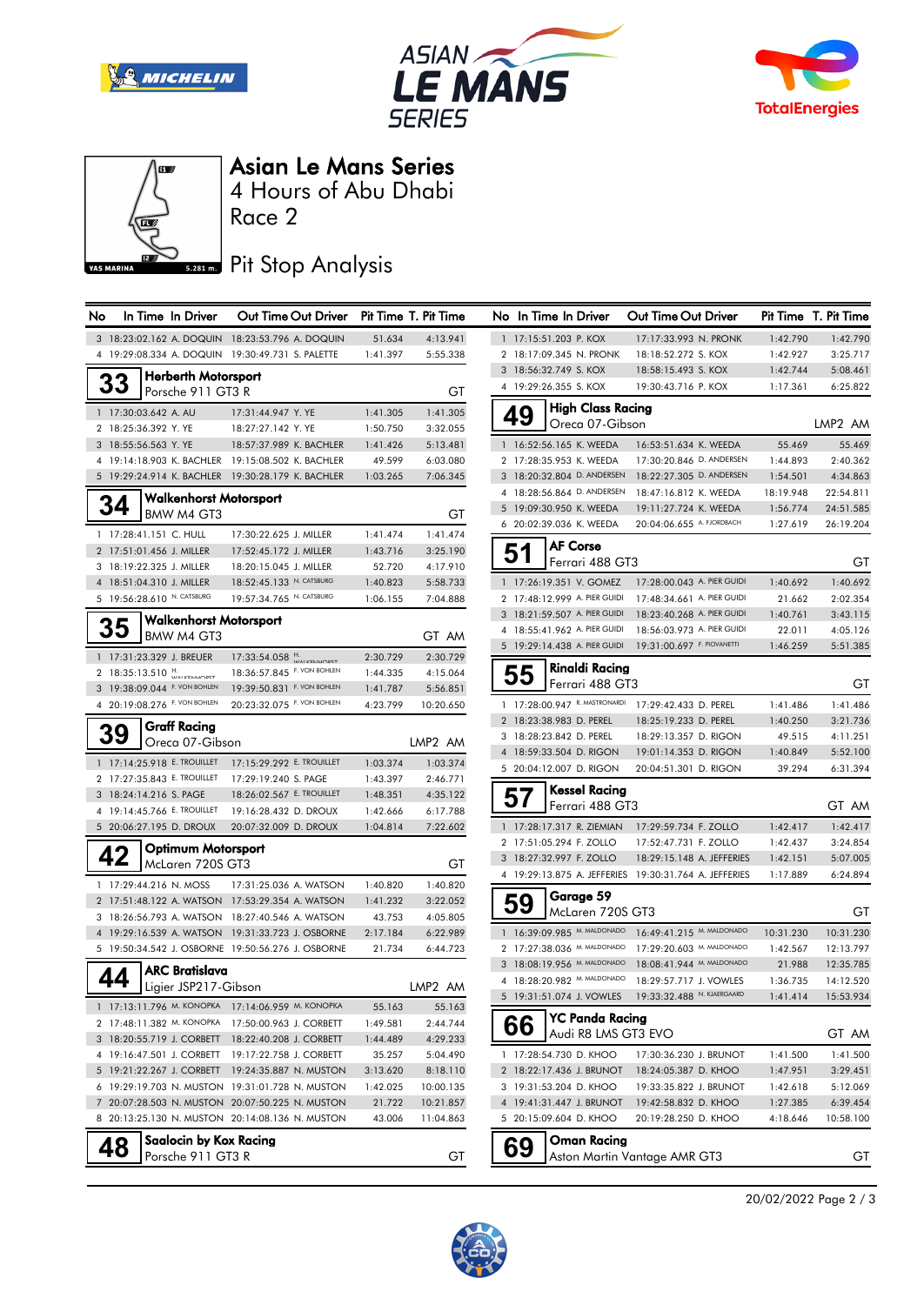# Asian Le Mans Series

4 Hours of Abu Dhabi

Race 2

Pit Stop Analysis

| No | In Time | In Driver | Out Time | Out Driver | Pit Time | T. Pit Time |
|---|---|---|---|---|---|---|
| 3 | 18:23:02.162 | A. DOQUIN | 18:23:53.796 | A. DOQUIN | 51.634 | 4:13.941 |
| 4 | 19:29:08.334 | A. DOQUIN | 19:30:49.731 | S. PALETTE | 1:41.397 | 5:55.338 |

## 33 Herberth Motorsport
Porsche 911 GT3 R — GT

| No | In Time | In Driver | Out Time | Out Driver | Pit Time | T. Pit Time |
|---|---|---|---|---|---|---|
| 1 | 17:30:03.642 | A. AU | 17:31:44.947 | Y. YE | 1:41.305 | 1:41.305 |
| 2 | 18:25:36.392 | Y. YE | 18:27:27.142 | Y. YE | 1:50.750 | 3:32.055 |
| 3 | 18:55:56.563 | Y. YE | 18:57:37.989 | K. BACHLER | 1:41.426 | 5:13.481 |
| 4 | 19:14:18.903 | K. BACHLER | 19:15:08.502 | K. BACHLER | 49.599 | 6:03.080 |
| 5 | 19:29:24.914 | K. BACHLER | 19:30:28.179 | K. BACHLER | 1:03.265 | 7:06.345 |

## 34 Walkenhorst Motorsport
BMW M4 GT3 — GT

| No | In Time | In Driver | Out Time | Out Driver | Pit Time | T. Pit Time |
|---|---|---|---|---|---|---|
| 1 | 17:28:41.151 | C. HULL | 17:30:22.625 | J. MILLER | 1:41.474 | 1:41.474 |
| 2 | 17:51:01.456 | J. MILLER | 17:52:45.172 | J. MILLER | 1:43.716 | 3:25.190 |
| 3 | 18:19:22.325 | J. MILLER | 18:20:15.045 | J. MILLER | 52.720 | 4:17.910 |
| 4 | 18:51:04.310 | J. MILLER | 18:52:45.133 | N. CATSBURG | 1:40.823 | 5:58.733 |
| 5 | 19:56:28.610 | N. CATSBURG | 19:57:34.765 | N. CATSBURG | 1:06.155 | 7:04.888 |

## 35 Walkenhorst Motorsport
BMW M4 GT3 — GT AM

| No | In Time | In Driver | Out Time | Out Driver | Pit Time | T. Pit Time |
|---|---|---|---|---|---|---|
| 1 | 17:31:23.329 | J. BREUER | 17:33:54.058 | H. WALKENHORST | 2:30.729 | 2:30.729 |
| 2 | 18:35:13.510 | H. WALKENHORST | 18:36:57.845 | F. VON BOHLEN | 1:44.335 | 4:15.064 |
| 3 | 19:38:09.044 | F. VON BOHLEN | 19:39:50.831 | F. VON BOHLEN | 1:41.787 | 5:56.851 |
| 4 | 20:19:08.276 | F. VON BOHLEN | 20:23:32.075 | F. VON BOHLEN | 4:23.799 | 10:20.650 |

## 39 Graff Racing
Oreca 07-Gibson — LMP2 AM

| No | In Time | In Driver | Out Time | Out Driver | Pit Time | T. Pit Time |
|---|---|---|---|---|---|---|
| 1 | 17:14:25.918 | E. TROUILLET | 17:15:29.292 | E. TROUILLET | 1:03.374 | 1:03.374 |
| 2 | 17:27:35.843 | E. TROUILLET | 17:29:19.240 | S. PAGE | 1:43.397 | 2:46.771 |
| 3 | 18:24:14.216 | S. PAGE | 18:26:02.567 | E. TROUILLET | 1:48.351 | 4:35.122 |
| 4 | 19:14:45.766 | E. TROUILLET | 19:16:28.432 | D. DROUX | 1:42.666 | 6:17.788 |
| 5 | 20:06:27.195 | D. DROUX | 20:07:32.009 | D. DROUX | 1:04.814 | 7:22.602 |

## 42 Optimum Motorsport
McLaren 720S GT3 — GT

| No | In Time | In Driver | Out Time | Out Driver | Pit Time | T. Pit Time |
|---|---|---|---|---|---|---|
| 1 | 17:29:44.216 | N. MOSS | 17:31:25.036 | A. WATSON | 1:40.820 | 1:40.820 |
| 2 | 17:51:48.122 | A. WATSON | 17:53:29.354 | A. WATSON | 1:41.232 | 3:22.052 |
| 3 | 18:26:56.793 | A. WATSON | 18:27:40.546 | A. WATSON | 43.753 | 4:05.805 |
| 4 | 19:29:16.539 | A. WATSON | 19:31:33.723 | J. OSBORNE | 2:17.184 | 6:22.989 |
| 5 | 19:50:34.542 | J. OSBORNE | 19:50:56.276 | J. OSBORNE | 21.734 | 6:44.723 |

## 44 ARC Bratislava
Ligier JSP217-Gibson — LMP2 AM

| No | In Time | In Driver | Out Time | Out Driver | Pit Time | T. Pit Time |
|---|---|---|---|---|---|---|
| 1 | 17:13:11.796 | M. KONOPKA | 17:14:06.959 | M. KONOPKA | 55.163 | 55.163 |
| 2 | 17:48:11.382 | M. KONOPKA | 17:50:00.963 | J. CORBETT | 1:49.581 | 2:44.744 |
| 3 | 18:20:55.719 | J. CORBETT | 18:22:40.208 | J. CORBETT | 1:44.489 | 4:29.233 |
| 4 | 19:16:47.501 | J. CORBETT | 19:17:22.758 | J. CORBETT | 35.257 | 5:04.490 |
| 5 | 19:21:22.267 | J. CORBETT | 19:24:35.887 | N. MUSTON | 3:13.620 | 8:18.110 |
| 6 | 19:29:19.703 | N. MUSTON | 19:31:01.728 | N. MUSTON | 1:42.025 | 10:00.135 |
| 7 | 20:07:28.503 | N. MUSTON | 20:07:50.225 | N. MUSTON | 21.722 | 10:21.857 |
| 8 | 20:13:25.130 | N. MUSTON | 20:14:08.136 | N. MUSTON | 43.006 | 11:04.863 |

## 48 Saalocin by Kox Racing
Porsche 911 GT3 R — GT

| No | In Time | In Driver | Out Time | Out Driver | Pit Time | T. Pit Time |
|---|---|---|---|---|---|---|
| 1 | 17:15:51.203 | P. KOX | 17:17:33.993 | N. PRONK | 1:42.790 | 1:42.790 |
| 2 | 18:17:09.345 | N. PRONK | 18:18:52.272 | S. KOX | 1:42.927 | 3:25.717 |
| 3 | 18:56:32.749 | S. KOX | 18:58:15.493 | S. KOX | 1:42.744 | 5:08.461 |
| 4 | 19:29:26.355 | S. KOX | 19:30:43.716 | P. KOX | 1:17.361 | 6:25.822 |

## 49 High Class Racing
Oreca 07-Gibson — LMP2 AM

| No | In Time | In Driver | Out Time | Out Driver | Pit Time | T. Pit Time |
|---|---|---|---|---|---|---|
| 1 | 16:52:56.165 | K. WEEDA | 16:53:51.634 | K. WEEDA | 55.469 | 55.469 |
| 2 | 17:28:35.953 | K. WEEDA | 17:30:20.846 | D. ANDERSEN | 1:44.893 | 2:40.362 |
| 3 | 18:20:32.804 | D. ANDERSEN | 18:22:27.305 | D. ANDERSEN | 1:54.501 | 4:34.863 |
| 4 | 18:28:56.864 | D. ANDERSEN | 18:47:16.812 | K. WEEDA | 18:19.948 | 22:54.811 |
| 5 | 19:09:30.950 | K. WEEDA | 19:11:27.724 | K. WEEDA | 1:56.774 | 24:51.585 |
| 6 | 20:02:39.036 | K. WEEDA | 20:04:06.655 | A. FJORDBACH | 1:27.619 | 26:19.204 |

## 51 AF Corse
Ferrari 488 GT3 — GT

| No | In Time | In Driver | Out Time | Out Driver | Pit Time | T. Pit Time |
|---|---|---|---|---|---|---|
| 1 | 17:26:19.351 | V. GOMEZ | 17:28:00.043 | A. PIER GUIDI | 1:40.692 | 1:40.692 |
| 2 | 17:48:12.999 | A. PIER GUIDI | 17:48:34.661 | A. PIER GUIDI | 21.662 | 2:02.354 |
| 3 | 18:21:59.507 | A. PIER GUIDI | 18:23:40.268 | A. PIER GUIDI | 1:40.761 | 3:43.115 |
| 4 | 18:55:41.962 | A. PIER GUIDI | 18:56:03.973 | A. PIER GUIDI | 22.011 | 4:05.126 |
| 5 | 19:29:14.438 | A. PIER GUIDI | 19:31:00.697 | F. PIOVANETTI | 1:46.259 | 5:51.385 |

## 55 Rinaldi Racing
Ferrari 488 GT3 — GT

| No | In Time | In Driver | Out Time | Out Driver | Pit Time | T. Pit Time |
|---|---|---|---|---|---|---|
| 1 | 17:28:00.947 | R. MASTRONARDI | 17:29:42.433 | D. PEREL | 1:41.486 | 1:41.486 |
| 2 | 18:23:38.983 | D. PEREL | 18:25:19.233 | D. PEREL | 1:40.250 | 3:21.736 |
| 3 | 18:28:23.842 | D. PEREL | 18:29:13.357 | D. RIGON | 49.515 | 4:11.251 |
| 4 | 18:59:33.504 | D. RIGON | 19:01:14.353 | D. RIGON | 1:40.849 | 5:52.100 |
| 5 | 20:04:12.007 | D. RIGON | 20:04:51.301 | D. RIGON | 39.294 | 6:31.394 |

## 57 Kessel Racing
Ferrari 488 GT3 — GT AM

| No | In Time | In Driver | Out Time | Out Driver | Pit Time | T. Pit Time |
|---|---|---|---|---|---|---|
| 1 | 17:28:17.317 | R. ZIEMIAN | 17:29:59.734 | F. ZOLLO | 1:42.417 | 1:42.417 |
| 2 | 17:51:05.294 | F. ZOLLO | 17:52:47.731 | F. ZOLLO | 1:42.437 | 3:24.854 |
| 3 | 18:27:32.997 | F. ZOLLO | 18:29:15.148 | A. JEFFERIES | 1:42.151 | 5:07.005 |
| 4 | 19:29:13.875 | A. JEFFERIES | 19:30:31.764 | A. JEFFERIES | 1:17.889 | 6:24.894 |

## 59 Garage 59
McLaren 720S GT3 — GT

| No | In Time | In Driver | Out Time | Out Driver | Pit Time | T. Pit Time |
|---|---|---|---|---|---|---|
| 1 | 16:39:09.985 | M. MALDONADO | 16:49:41.215 | M. MALDONADO | 10:31.230 | 10:31.230 |
| 2 | 17:27:38.036 | M. MALDONADO | 17:29:20.603 | M. MALDONADO | 1:42.567 | 12:13.797 |
| 3 | 18:08:19.956 | M. MALDONADO | 18:08:41.944 | M. MALDONADO | 21.988 | 12:35.785 |
| 4 | 18:28:20.982 | M. MALDONADO | 18:29:57.717 | J. VOWLES | 1:36.735 | 14:12.520 |
| 5 | 19:31:51.074 | J. VOWLES | 19:33:32.488 | N. KJAERGAARD | 1:41.414 | 15:53.934 |

## 66 YC Panda Racing
Audi R8 LMS GT3 EVO — GT AM

| No | In Time | In Driver | Out Time | Out Driver | Pit Time | T. Pit Time |
|---|---|---|---|---|---|---|
| 1 | 17:28:54.730 | D. KHOO | 17:30:36.230 | J. BRUNOT | 1:41.500 | 1:41.500 |
| 2 | 18:22:17.436 | J. BRUNOT | 18:24:05.387 | D. KHOO | 1:47.951 | 3:29.451 |
| 3 | 19:31:53.204 | D. KHOO | 19:33:35.822 | J. BRUNOT | 1:42.618 | 5:12.069 |
| 4 | 19:41:31.447 | J. BRUNOT | 19:42:58.832 | D. KHOO | 1:27.385 | 6:39.454 |
| 5 | 20:15:09.604 | D. KHOO | 20:19:28.250 | D. KHOO | 4:18.646 | 10:58.100 |

## 69 Oman Racing
Aston Martin Vantage AMR GT3 — GT

20/02/2022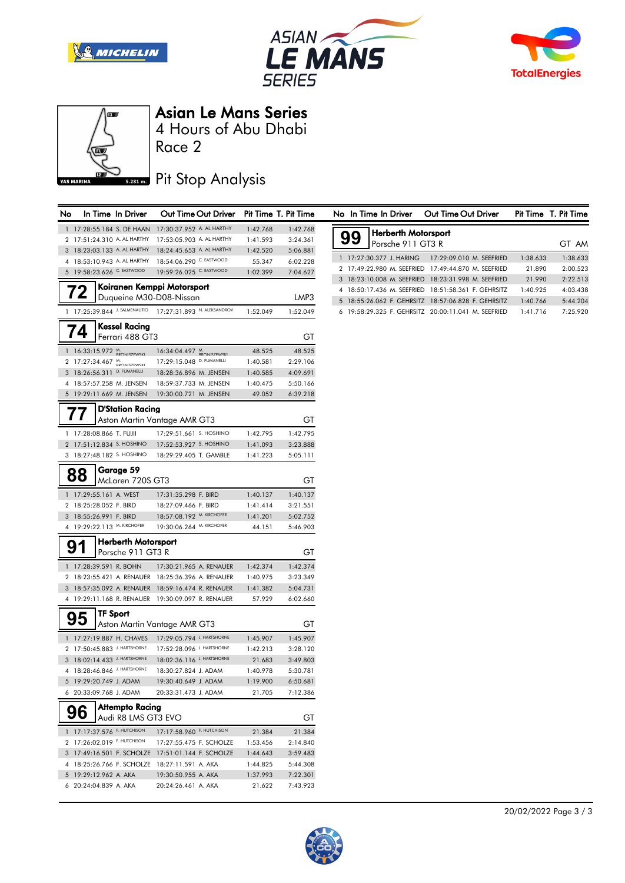# Asian Le Mans Series

4 Hours of Abu Dhabi

Race 2

## Pit Stop Analysis

| No | In Time | In Driver | Out Time | Out Driver | Pit Time | T. Pit Time |
|---|---|---|---|---|---|---|
| 1 | 17:28:55.184 | S. DE HAAN | 17:30:37.952 | A. AL HARTHY | 1:42.768 | 1:42.768 |
| 2 | 17:51:24.310 | A. AL HARTHY | 17:53:05.903 | A. AL HARTHY | 1:41.593 | 3:24.361 |
| 3 | 18:23:03.133 | A. AL HARTHY | 18:24:45.653 | A. AL HARTHY | 1:42.520 | 5:06.881 |
| 4 | 18:53:10.943 | A. AL HARTHY | 18:54:06.290 | C. EASTWOOD | 55.347 | 6:02.228 |
| 5 | 19:58:23.626 | C. EASTWOOD | 19:59:26.025 | C. EASTWOOD | 1:02.399 | 7:04.627 |

### 72 Koiranen Kemppi Motorsport
Duqueine M30-D08-Nissan — LMP3

| No | In Time | In Driver | Out Time | Out Driver | Pit Time | T. Pit Time |
|---|---|---|---|---|---|---|
| 1 | 17:25:39.844 | J. SALMENAUTIO | 17:27:31.893 | N. ALEKSANDROV | 1:52.049 | 1:52.049 |

### 74 Kessel Racing
Ferrari 488 GT3 — GT

| No | In Time | In Driver | Out Time | Out Driver | Pit Time | T. Pit Time |
|---|---|---|---|---|---|---|
| 1 | 16:33:15.972 | M. BRONISZEWSKI | 16:34:04.497 | M. BRONISZEWSKI | 48.525 | 48.525 |
| 2 | 17:27:34.467 | M. BRONISZEWSKI | 17:29:15.048 | D. FUMANELLI | 1:40.581 | 2:29.106 |
| 3 | 18:26:56.311 | D. FUMANELLI | 18:28:36.896 | M. JENSEN | 1:40.585 | 4:09.691 |
| 4 | 18:57:57.258 | M. JENSEN | 18:59:37.733 | M. JENSEN | 1:40.475 | 5:50.166 |
| 5 | 19:29:11.669 | M. JENSEN | 19:30:00.721 | M. JENSEN | 49.052 | 6:39.218 |

### 77 D'Station Racing
Aston Martin Vantage AMR GT3 — GT

| No | In Time | In Driver | Out Time | Out Driver | Pit Time | T. Pit Time |
|---|---|---|---|---|---|---|
| 1 | 17:28:08.866 | T. FUJII | 17:29:51.661 | S. HOSHINO | 1:42.795 | 1:42.795 |
| 2 | 17:51:12.834 | S. HOSHINO | 17:52:53.927 | S. HOSHINO | 1:41.093 | 3:23.888 |
| 3 | 18:27:48.182 | S. HOSHINO | 18:29:29.405 | T. GAMBLE | 1:41.223 | 5:05.111 |

### 88 Garage 59
McLaren 720S GT3 — GT

| No | In Time | In Driver | Out Time | Out Driver | Pit Time | T. Pit Time |
|---|---|---|---|---|---|---|
| 1 | 17:29:55.161 | A. WEST | 17:31:35.298 | F. BIRD | 1:40.137 | 1:40.137 |
| 2 | 18:25:28.052 | F. BIRD | 18:27:09.466 | F. BIRD | 1:41.414 | 3:21.551 |
| 3 | 18:55:26.991 | F. BIRD | 18:57:08.192 | M. KIRCHOFER | 1:41.201 | 5:02.752 |
| 4 | 19:29:22.113 | M. KIRCHOFER | 19:30:06.264 | M. KIRCHOFER | 44.151 | 5:46.903 |

### 91 Herberth Motorsport
Porsche 911 GT3 R — GT

| No | In Time | In Driver | Out Time | Out Driver | Pit Time | T. Pit Time |
|---|---|---|---|---|---|---|
| 1 | 17:28:39.591 | R. BOHN | 17:30:21.965 | A. RENAUER | 1:42.374 | 1:42.374 |
| 2 | 18:23:55.421 | A. RENAUER | 18:25:36.396 | A. RENAUER | 1:40.975 | 3:23.349 |
| 3 | 18:57:35.092 | A. RENAUER | 18:59:16.474 | R. RENAUER | 1:41.382 | 5:04.731 |
| 4 | 19:29:11.168 | R. RENAUER | 19:30:09.097 | R. RENAUER | 57.929 | 6:02.660 |

### 95 TF Sport
Aston Martin Vantage AMR GT3 — GT

| No | In Time | In Driver | Out Time | Out Driver | Pit Time | T. Pit Time |
|---|---|---|---|---|---|---|
| 1 | 17:27:19.887 | H. CHAVES | 17:29:05.794 | J. HARTSHORNE | 1:45.907 | 1:45.907 |
| 2 | 17:50:45.883 | J. HARTSHORNE | 17:52:28.096 | J. HARTSHORNE | 1:42.213 | 3:28.120 |
| 3 | 18:02:14.433 | J. HARTSHORNE | 18:02:36.116 | J. HARTSHORNE | 21.683 | 3:49.803 |
| 4 | 18:28:46.846 | J. HARTSHORNE | 18:30:27.824 | J. ADAM | 1:40.978 | 5:30.781 |
| 5 | 19:29:20.749 | J. ADAM | 19:30:40.649 | J. ADAM | 1:19.900 | 6:50.681 |
| 6 | 20:33:09.768 | J. ADAM | 20:33:31.473 | J. ADAM | 21.705 | 7:12.386 |

### 96 Attempto Racing
Audi R8 LMS GT3 EVO — GT

| No | In Time | In Driver | Out Time | Out Driver | Pit Time | T. Pit Time |
|---|---|---|---|---|---|---|
| 1 | 17:17:37.576 | F. HUTCHISON | 17:17:58.960 | F. HUTCHISON | 21.384 | 21.384 |
| 2 | 17:26:02.019 | F. HUTCHISON | 17:27:55.475 | F. SCHOLZE | 1:53.456 | 2:14.840 |
| 3 | 17:49:16.501 | F. SCHOLZE | 17:51:01.144 | F. SCHOLZE | 1:44.643 | 3:59.483 |
| 4 | 18:25:26.766 | F. SCHOLZE | 18:27:11.591 | A. AKA | 1:44.825 | 5:44.308 |
| 5 | 19:29:12.962 | A. AKA | 19:30:50.955 | A. AKA | 1:37.993 | 7:22.301 |
| 6 | 20:24:04.839 | A. AKA | 20:24:26.461 | A. AKA | 21.622 | 7:43.923 |

### 99 Herberth Motorsport
Porsche 911 GT3 R — GT AM

| No | In Time | In Driver | Out Time | Out Driver | Pit Time | T. Pit Time |
|---|---|---|---|---|---|---|
| 1 | 17:27:30.377 | J. HARING | 17:29:09.010 | M. SEEFRIED | 1:38.633 | 1:38.633 |
| 2 | 17:49:22.980 | M. SEEFRIED | 17:49:44.870 | M. SEEFRIED | 21.890 | 2:00.523 |
| 3 | 18:23:10.008 | M. SEEFRIED | 18:23:31.998 | M. SEEFRIED | 21.990 | 2:22.513 |
| 4 | 18:50:17.436 | M. SEEFRIED | 18:51:58.361 | F. GEHRSITZ | 1:40.925 | 4:03.438 |
| 5 | 18:55:26.062 | F. GEHRSITZ | 18:57:06.828 | F. GEHRSITZ | 1:40.766 | 5:44.204 |
| 6 | 19:58:29.325 | F. GEHRSITZ | 20:00:11.041 | M. SEEFRIED | 1:41.716 | 7:25.920 |

20/02/2022